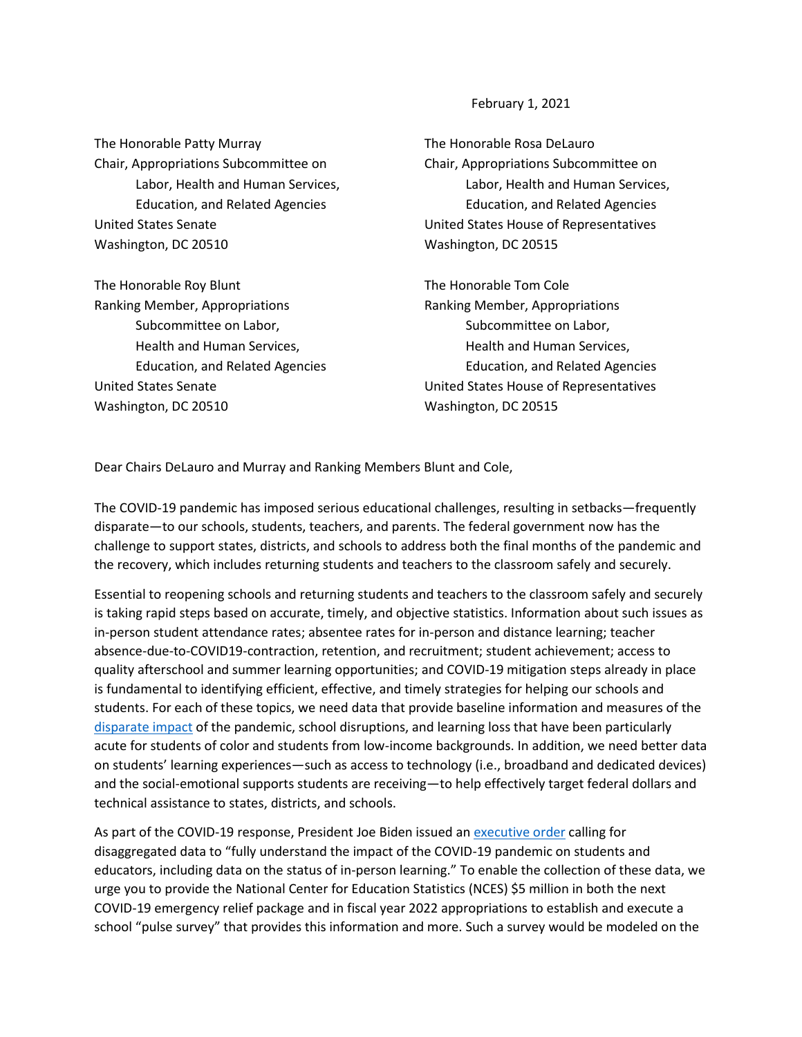February 1, 2021

The Honorable Patty Murray
Chair, Appropriations Subcommittee on Labor, Health and Human Services, Education, and Related Agencies
United States Senate
Washington, DC 20510

The Honorable Rosa DeLauro
Chair, Appropriations Subcommittee on Labor, Health and Human Services, Education, and Related Agencies
United States House of Representatives
Washington, DC 20515

The Honorable Roy Blunt
Ranking Member, Appropriations Subcommittee on Labor, Health and Human Services, Education, and Related Agencies
United States Senate
Washington, DC 20510

The Honorable Tom Cole
Ranking Member, Appropriations Subcommittee on Labor, Health and Human Services, Education, and Related Agencies
United States House of Representatives
Washington, DC 20515

Dear Chairs DeLauro and Murray and Ranking Members Blunt and Cole,

The COVID-19 pandemic has imposed serious educational challenges, resulting in setbacks—frequently disparate—to our schools, students, teachers, and parents. The federal government now has the challenge to support states, districts, and schools to address both the final months of the pandemic and the recovery, which includes returning students and teachers to the classroom safely and securely.

Essential to reopening schools and returning students and teachers to the classroom safely and securely is taking rapid steps based on accurate, timely, and objective statistics. Information about such issues as in-person student attendance rates; absentee rates for in-person and distance learning; teacher absence-due-to-COVID19-contraction, retention, and recruitment; student achievement; access to quality afterschool and summer learning opportunities; and COVID-19 mitigation steps already in place is fundamental to identifying efficient, effective, and timely strategies for helping our schools and students. For each of these topics, we need data that provide baseline information and measures of the disparate impact of the pandemic, school disruptions, and learning loss that have been particularly acute for students of color and students from low-income backgrounds. In addition, we need better data on students' learning experiences—such as access to technology (i.e., broadband and dedicated devices) and the social-emotional supports students are receiving—to help effectively target federal dollars and technical assistance to states, districts, and schools.

As part of the COVID-19 response, President Joe Biden issued an executive order calling for disaggregated data to "fully understand the impact of the COVID-19 pandemic on students and educators, including data on the status of in-person learning." To enable the collection of these data, we urge you to provide the National Center for Education Statistics (NCES) $5 million in both the next COVID-19 emergency relief package and in fiscal year 2022 appropriations to establish and execute a school "pulse survey" that provides this information and more. Such a survey would be modeled on the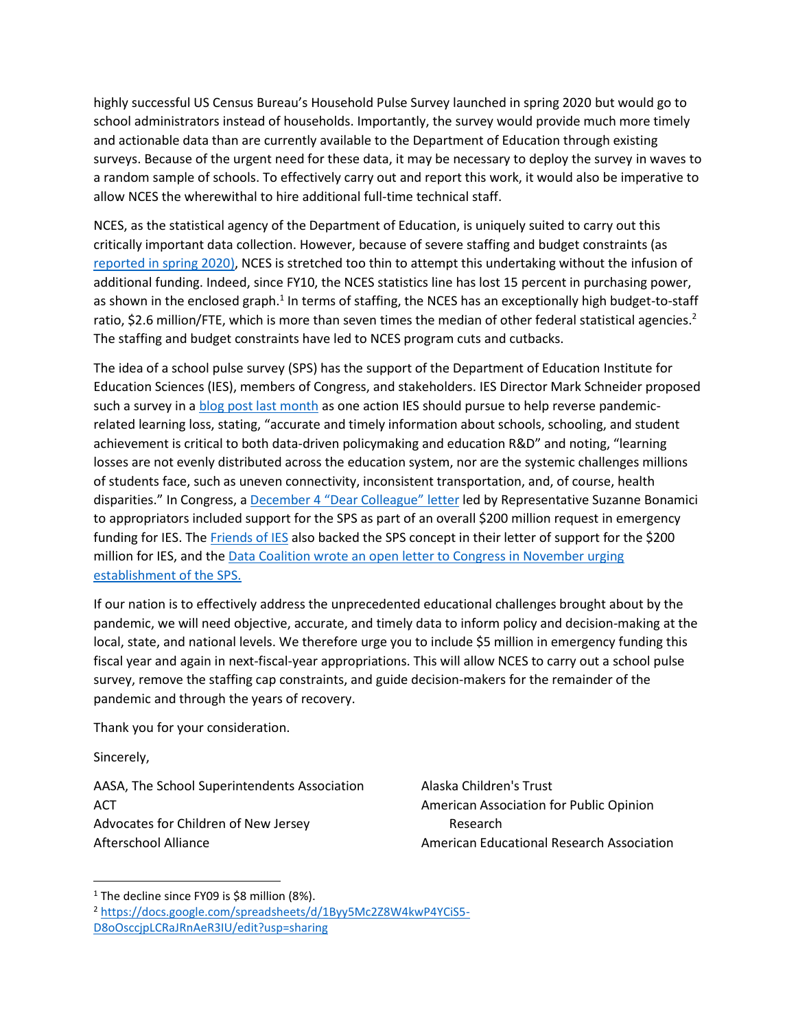highly successful US Census Bureau's Household Pulse Survey launched in spring 2020 but would go to school administrators instead of households. Importantly, the survey would provide much more timely and actionable data than are currently available to the Department of Education through existing surveys. Because of the urgent need for these data, it may be necessary to deploy the survey in waves to a random sample of schools. To effectively carry out and report this work, it would also be imperative to allow NCES the wherewithal to hire additional full-time technical staff.

NCES, as the statistical agency of the Department of Education, is uniquely suited to carry out this critically important data collection. However, because of severe staffing and budget constraints (as [reported in spring 2020)](), NCES is stretched too thin to attempt this undertaking without the infusion of additional funding. Indeed, since FY10, the NCES statistics line has lost 15 percent in purchasing power, as shown in the enclosed graph.[1] In terms of staffing, the NCES has an exceptionally high budget-to-staff ratio, $2.6 million/FTE, which is more than seven times the median of other federal statistical agencies.[2] The staffing and budget constraints have led to NCES program cuts and cutbacks.

The idea of a school pulse survey (SPS) has the support of the Department of Education Institute for Education Sciences (IES), members of Congress, and stakeholders. IES Director Mark Schneider proposed such a survey in a [blog post last month]() as one action IES should pursue to help reverse pandemic-related learning loss, stating, "accurate and timely information about schools, schooling, and student achievement is critical to both data-driven policymaking and education R&D" and noting, "learning losses are not evenly distributed across the education system, nor are the systemic challenges millions of students face, such as uneven connectivity, inconsistent transportation, and, of course, health disparities." In Congress, a [December 4 "Dear Colleague" letter]() led by Representative Suzanne Bonamici to appropriators included support for the SPS as part of an overall $200 million request in emergency funding for IES. The [Friends of IES]() also backed the SPS concept in their letter of support for the $200 million for IES, and the [Data Coalition wrote an open letter to Congress in November urging establishment of the SPS.]()

If our nation is to effectively address the unprecedented educational challenges brought about by the pandemic, we will need objective, accurate, and timely data to inform policy and decision-making at the local, state, and national levels. We therefore urge you to include $5 million in emergency funding this fiscal year and again in next-fiscal-year appropriations. This will allow NCES to carry out a school pulse survey, remove the staffing cap constraints, and guide decision-makers for the remainder of the pandemic and through the years of recovery.

Thank you for your consideration.

Sincerely,

AASA, The School Superintendents Association
ACT
Advocates for Children of New Jersey
Afterschool Alliance
Alaska Children's Trust
American Association for Public Opinion Research
American Educational Research Association

---

[1] The decline since FY09 is $8 million (8%).

[2] https://docs.google.com/spreadsheets/d/1Byy5Mc2Z8W4kwP4YCiS5-D8oOsccjpLCRaJRnAeR3IU/edit?usp=sharing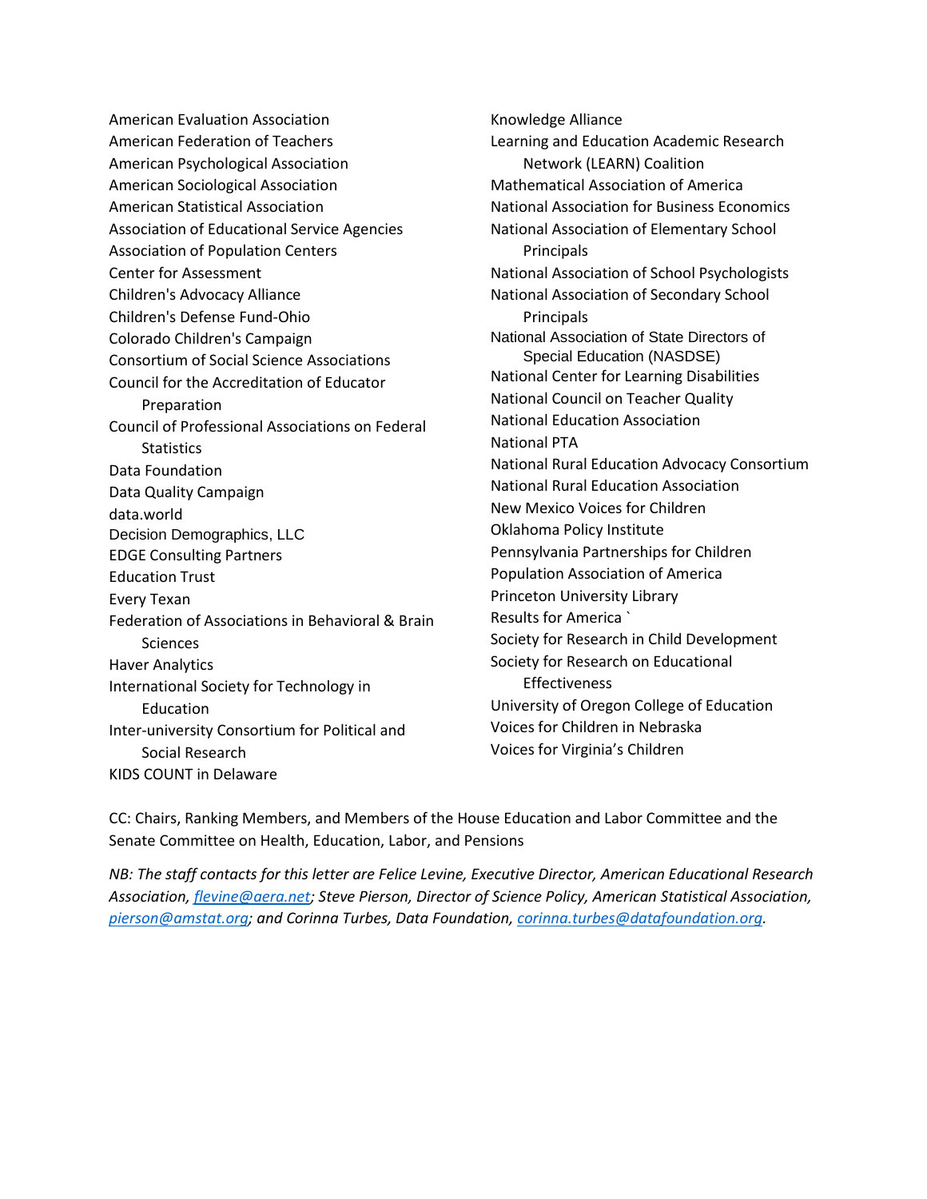American Evaluation Association
American Federation of Teachers
American Psychological Association
American Sociological Association
American Statistical Association
Association of Educational Service Agencies
Association of Population Centers
Center for Assessment
Children's Advocacy Alliance
Children's Defense Fund-Ohio
Colorado Children's Campaign
Consortium of Social Science Associations
Council for the Accreditation of Educator Preparation
Council of Professional Associations on Federal Statistics
Data Foundation
Data Quality Campaign
data.world
Decision Demographics, LLC
EDGE Consulting Partners
Education Trust
Every Texan
Federation of Associations in Behavioral & Brain Sciences
Haver Analytics
International Society for Technology in Education
Inter-university Consortium for Political and Social Research
KIDS COUNT in Delaware
Knowledge Alliance
Learning and Education Academic Research Network (LEARN) Coalition
Mathematical Association of America
National Association for Business Economics
National Association of Elementary School Principals
National Association of School Psychologists
National Association of Secondary School Principals
National Association of State Directors of Special Education (NASDSE)
National Center for Learning Disabilities
National Council on Teacher Quality
National Education Association
National PTA
National Rural Education Advocacy Consortium
National Rural Education Association
New Mexico Voices for Children
Oklahoma Policy Institute
Pennsylvania Partnerships for Children
Population Association of America
Princeton University Library
Results for America `
Society for Research in Child Development
Society for Research on Educational Effectiveness
University of Oregon College of Education
Voices for Children in Nebraska
Voices for Virginia's Children

CC: Chairs, Ranking Members, and Members of the House Education and Labor Committee and the Senate Committee on Health, Education, Labor, and Pensions

*NB: The staff contacts for this letter are Felice Levine, Executive Director, American Educational Research Association, flevine@aera.net; Steve Pierson, Director of Science Policy, American Statistical Association, pierson@amstat.org; and Corinna Turbes, Data Foundation, corinna.turbes@datafoundation.org.*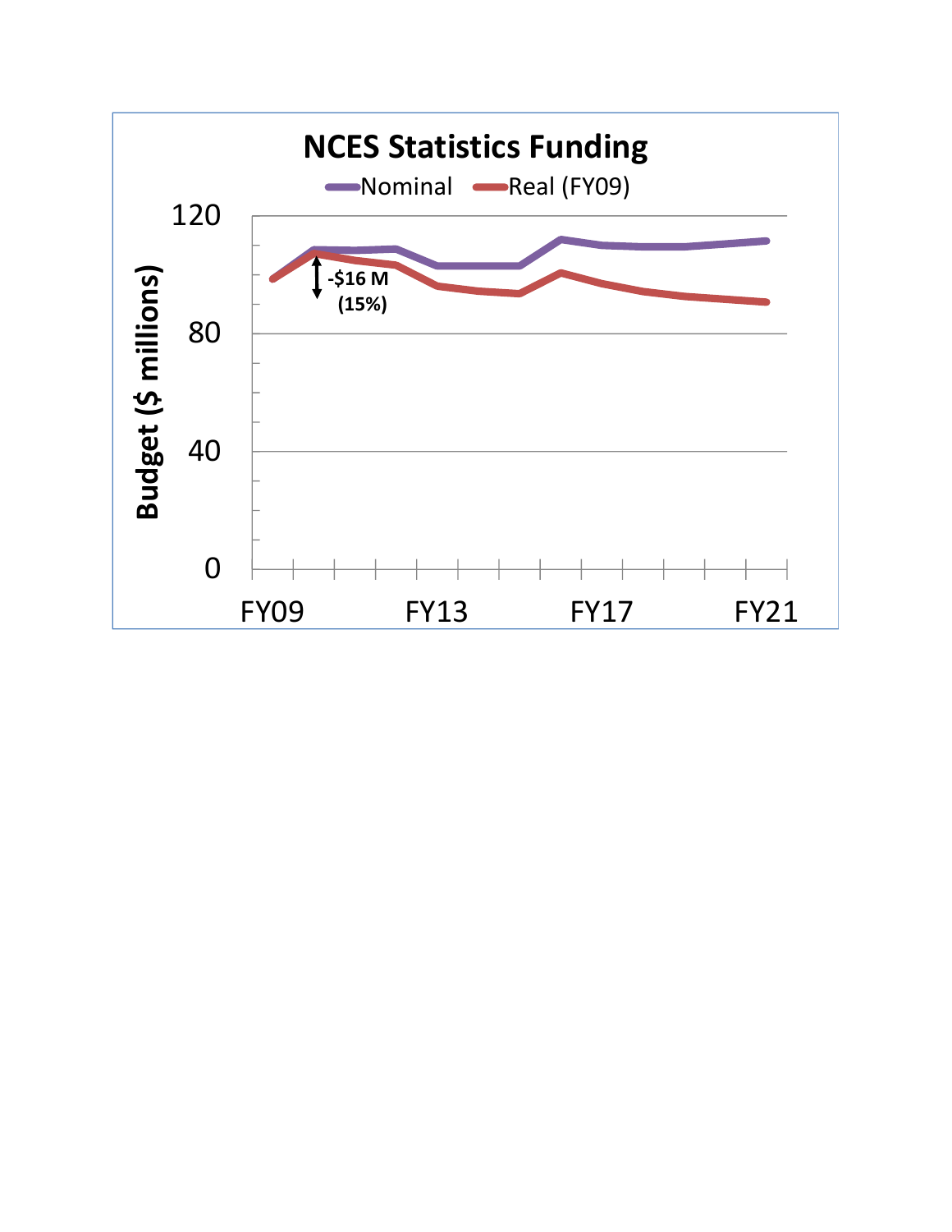NCES Statistics Funding

Nominal

Real (FY09)

Budget ($ millions)

120

80

40

0

-$16 M

(15%)

FY09

FY13

FY17

FY21